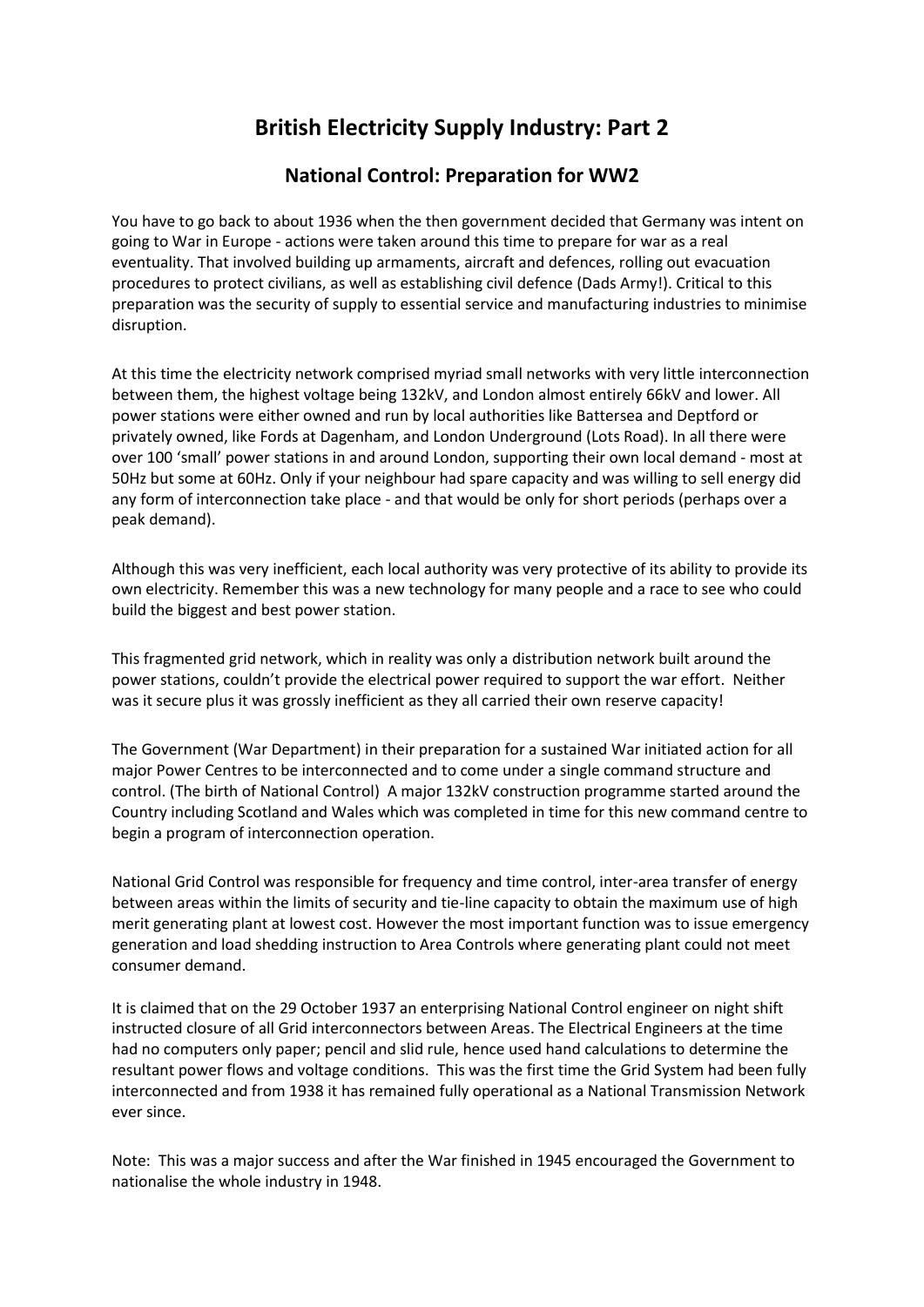# British Electricity Supply Industry: Part 2

## National Control: Preparation for WW2

You have to go back to about 1936 when the then government decided that Germany was intent on going to War in Europe - actions were taken around this time to prepare for war as a real eventuality. That involved building up armaments, aircraft and defences, rolling out evacuation procedures to protect civilians, as well as establishing civil defence (Dads Army!). Critical to this preparation was the security of supply to essential service and manufacturing industries to minimise disruption.

At this time the electricity network comprised myriad small networks with very little interconnection between them, the highest voltage being 132kV, and London almost entirely 66kV and lower. All power stations were either owned and run by local authorities like Battersea and Deptford or privately owned, like Fords at Dagenham, and London Underground (Lots Road). In all there were over 100 'small' power stations in and around London, supporting their own local demand - most at 50Hz but some at 60Hz. Only if your neighbour had spare capacity and was willing to sell energy did any form of interconnection take place - and that would be only for short periods (perhaps over a peak demand).

Although this was very inefficient, each local authority was very protective of its ability to provide its own electricity. Remember this was a new technology for many people and a race to see who could build the biggest and best power station.

This fragmented grid network, which in reality was only a distribution network built around the power stations, couldn't provide the electrical power required to support the war effort. Neither was it secure plus it was grossly inefficient as they all carried their own reserve capacity!

The Government (War Department) in their preparation for a sustained War initiated action for all major Power Centres to be interconnected and to come under a single command structure and control. (The birth of National Control) A major 132kV construction programme started around the Country including Scotland and Wales which was completed in time for this new command centre to begin a program of interconnection operation.

National Grid Control was responsible for frequency and time control, inter-area transfer of energy between areas within the limits of security and tie-line capacity to obtain the maximum use of high merit generating plant at lowest cost. However the most important function was to issue emergency generation and load shedding instruction to Area Controls where generating plant could not meet consumer demand.

It is claimed that on the 29 October 1937 an enterprising National Control engineer on night shift instructed closure of all Grid interconnectors between Areas. The Electrical Engineers at the time had no computers only paper; pencil and slid rule, hence used hand calculations to determine the resultant power flows and voltage conditions. This was the first time the Grid System had been fully interconnected and from 1938 it has remained fully operational as a National Transmission Network ever since.

Note: This was a major success and after the War finished in 1945 encouraged the Government to nationalise the whole industry in 1948.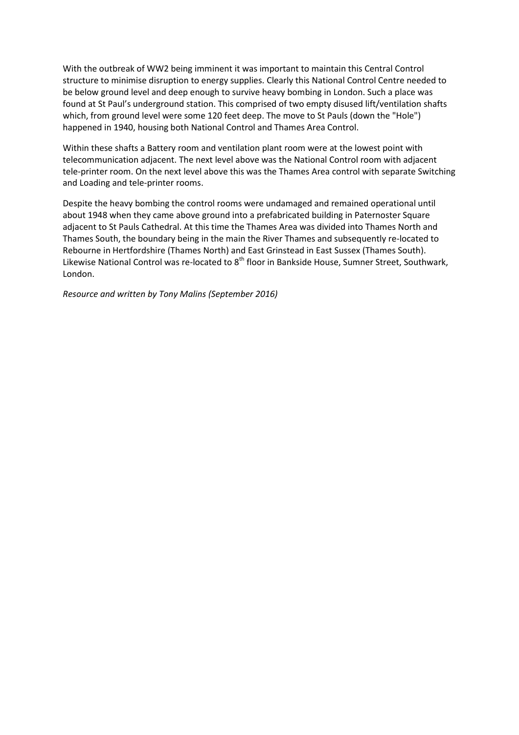With the outbreak of WW2 being imminent it was important to maintain this Central Control structure to minimise disruption to energy supplies. Clearly this National Control Centre needed to be below ground level and deep enough to survive heavy bombing in London. Such a place was found at St Paul's underground station. This comprised of two empty disused lift/ventilation shafts which, from ground level were some 120 feet deep. The move to St Pauls (down the "Hole") happened in 1940, housing both National Control and Thames Area Control.

Within these shafts a Battery room and ventilation plant room were at the lowest point with telecommunication adjacent. The next level above was the National Control room with adjacent tele-printer room. On the next level above this was the Thames Area control with separate Switching and Loading and tele-printer rooms.

Despite the heavy bombing the control rooms were undamaged and remained operational until about 1948 when they came above ground into a prefabricated building in Paternoster Square adjacent to St Pauls Cathedral. At this time the Thames Area was divided into Thames North and Thames South, the boundary being in the main the River Thames and subsequently re-located to Rebourne in Hertfordshire (Thames North) and East Grinstead in East Sussex (Thames South). Likewise National Control was re-located to 8th floor in Bankside House, Sumner Street, Southwark, London.

*Resource and written by Tony Malins (September 2016)*